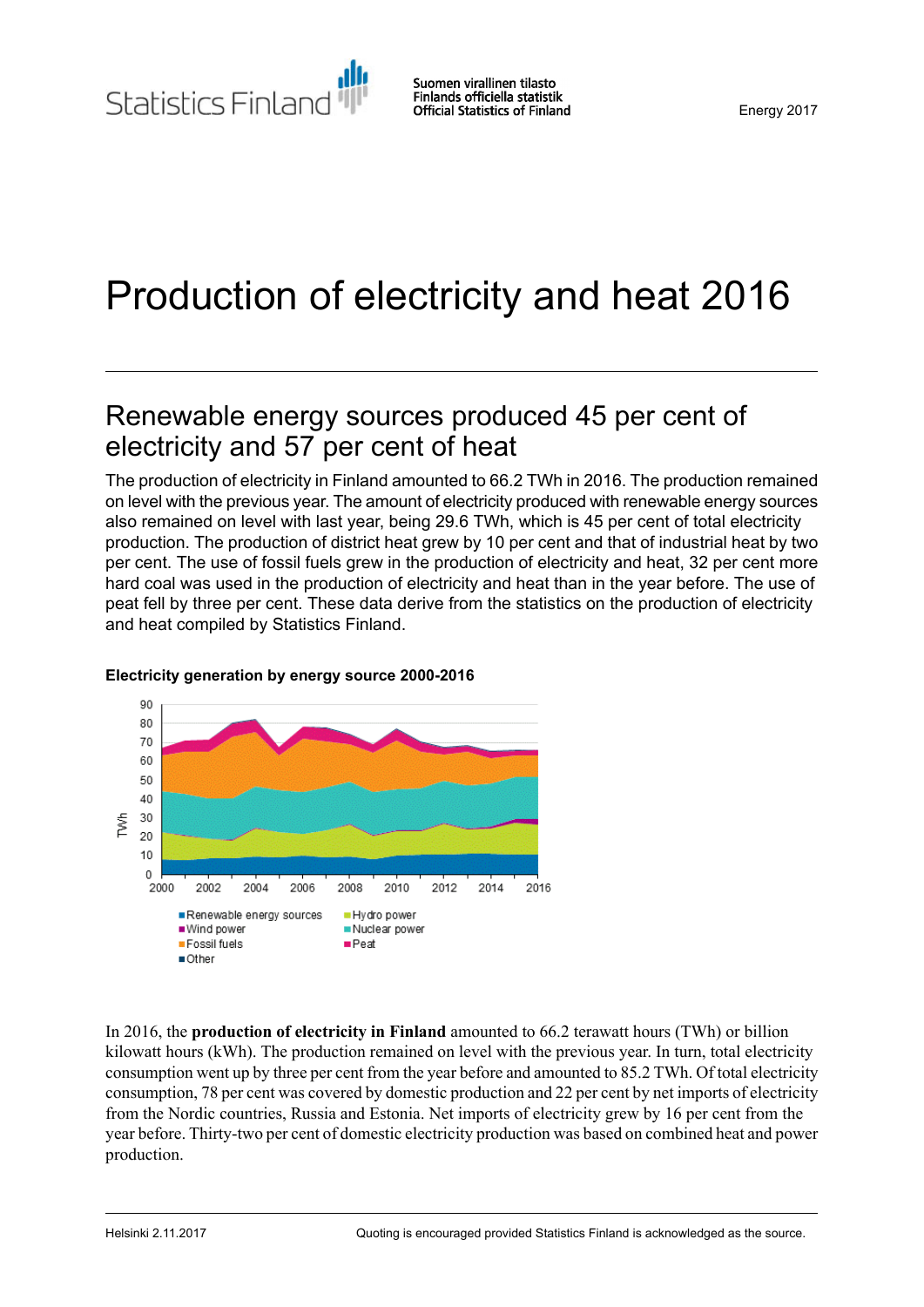Statistics Finland

Suomen virallinen tilasto
Finlands officiella statistik
Official Statistics of Finland

Energy 2017

# Production of electricity and heat 2016

## Renewable energy sources produced 45 per cent of electricity and 57 per cent of heat

The production of electricity in Finland amounted to 66.2 TWh in 2016. The production remained on level with the previous year. The amount of electricity produced with renewable energy sources also remained on level with last year, being 29.6 TWh, which is 45 per cent of total electricity production. The production of district heat grew by 10 per cent and that of industrial heat by two per cent. The use of fossil fuels grew in the production of electricity and heat, 32 per cent more hard coal was used in the production of electricity and heat than in the year before. The use of peat fell by three per cent. These data derive from the statistics on the production of electricity and heat compiled by Statistics Finland.

**Electricity generation by energy source 2000-2016**

TWh
90
80
70
60
50
40
30
20
10
0
2000 2002 2004 2006 2008 2010 2012 2014 2016

Renewable energy sources
Hydro power
Wind power
Nuclear power
Fossil fuels
Peat
Other

In 2016, the **production of electricity in Finland** amounted to 66.2 terawatt hours (TWh) or billion kilowatt hours (kWh). The production remained on level with the previous year. In turn, total electricity consumption went up by three per cent from the year before and amounted to 85.2 TWh. Of total electricity consumption, 78 per cent was covered by domestic production and 22 per cent by net imports of electricity from the Nordic countries, Russia and Estonia. Net imports of electricity grew by 16 per cent from the year before. Thirty-two per cent of domestic electricity production was based on combined heat and power production.

Helsinki 2.11.2017

Quoting is encouraged provided Statistics Finland is acknowledged as the source.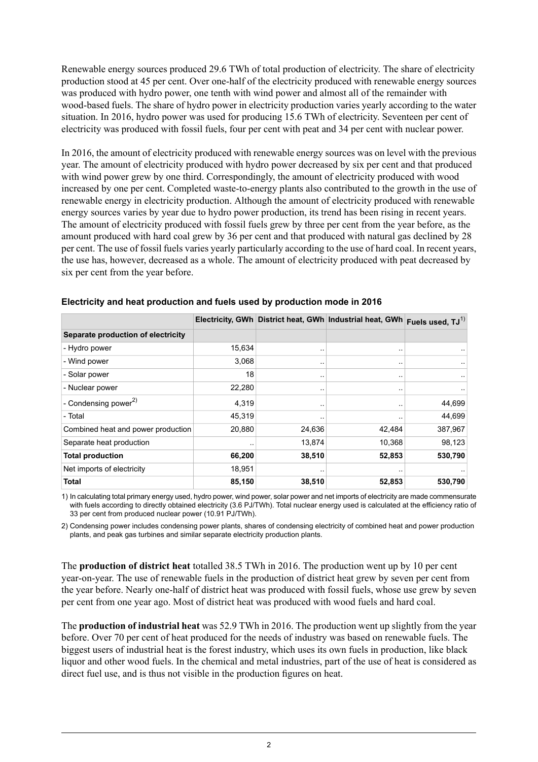Renewable energy sources produced 29.6 TWh of total production of electricity. The share of electricity production stood at 45 per cent. Over one-half of the electricity produced with renewable energy sources was produced with hydro power, one tenth with wind power and almost all of the remainder with wood-based fuels. The share of hydro power in electricity production varies yearly according to the water situation. In 2016, hydro power was used for producing 15.6 TWh of electricity. Seventeen per cent of electricity was produced with fossil fuels, four per cent with peat and 34 per cent with nuclear power.

In 2016, the amount of electricity produced with renewable energy sources was on level with the previous year. The amount of electricity produced with hydro power decreased by six per cent and that produced with wind power grew by one third. Correspondingly, the amount of electricity produced with wood increased by one per cent. Completed waste-to-energy plants also contributed to the growth in the use of renewable energy in electricity production. Although the amount of electricity produced with renewable energy sources varies by year due to hydro power production, its trend has been rising in recent years. The amount of electricity produced with fossil fuels grew by three per cent from the year before, as the amount produced with hard coal grew by 36 per cent and that produced with natural gas declined by 28 per cent. The use of fossil fuels varies yearly particularly according to the use of hard coal. In recent years, the use has, however, decreased as a whole. The amount of electricity produced with peat decreased by six per cent from the year before.

**Electricity and heat production and fuels used by production mode in 2016**

| | Electricity, GWh | District heat, GWh | Industrial heat, GWh | Fuels used, TJ[1] |
|---|---|---|---|---|
| **Separate production of electricity** | | | | |
| - Hydro power | 15,634 | .. | .. | .. |
| - Wind power | 3,068 | .. | .. | .. |
| - Solar power | 18 | .. | .. | .. |
| - Nuclear power | 22,280 | .. | .. | .. |
| - Condensing power[2] | 4,319 | .. | .. | 44,699 |
| - Total | 45,319 | .. | .. | 44,699 |
| Combined heat and power production | 20,880 | 24,636 | 42,484 | 387,967 |
| Separate heat production | .. | 13,874 | 10,368 | 98,123 |
| **Total production** | **66,200** | **38,510** | **52,853** | **530,790** |
| Net imports of electricity | 18,951 | .. | .. | .. |
| **Total** | **85,150** | **38,510** | **52,853** | **530,790** |

1) In calculating total primary energy used, hydro power, wind power, solar power and net imports of electricity are made commensurate with fuels according to directly obtained electricity (3.6 PJ/TWh). Total nuclear energy used is calculated at the efficiency ratio of 33 per cent from produced nuclear power (10.91 PJ/TWh).

2) Condensing power includes condensing power plants, shares of condensing electricity of combined heat and power production plants, and peak gas turbines and similar separate electricity production plants.

The **production of district heat** totalled 38.5 TWh in 2016. The production went up by 10 per cent year-on-year. The use of renewable fuels in the production of district heat grew by seven per cent from the year before. Nearly one-half of district heat was produced with fossil fuels, whose use grew by seven per cent from one year ago. Most of district heat was produced with wood fuels and hard coal.

The **production of industrial heat** was 52.9 TWh in 2016. The production went up slightly from the year before. Over 70 per cent of heat produced for the needs of industry was based on renewable fuels. The biggest users of industrial heat is the forest industry, which uses its own fuels in production, like black liquor and other wood fuels. In the chemical and metal industries, part of the use of heat is considered as direct fuel use, and is thus not visible in the production figures on heat.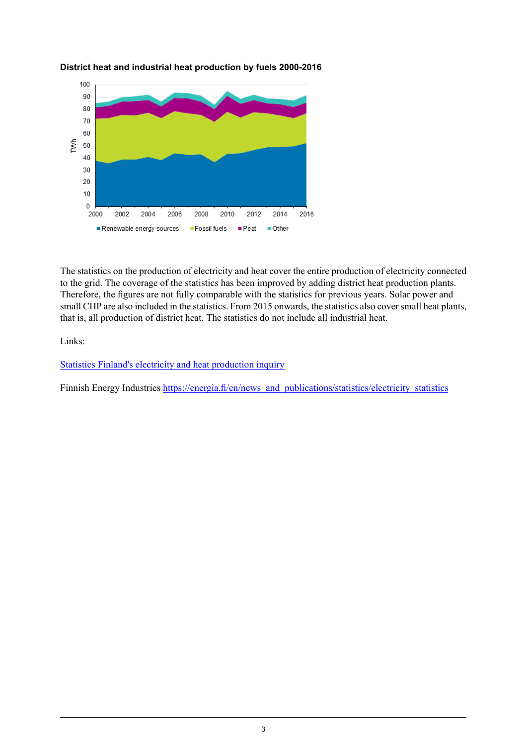**District heat and industrial heat production by fuels 2000-2016**

TWh

100
90
80
70
60
50
40
30
20
10
0

2000 2002 2004 2006 2008 2010 2012 2014 2016

Renewable energy sources
Fossil fuels
Peat
Other

The statistics on the production of electricity and heat cover the entire production of electricity connected to the grid. The coverage of the statistics has been improved by adding district heat production plants. Therefore, the figures are not fully comparable with the statistics for previous years. Solar power and small CHP are also included in the statistics. From 2015 onwards, the statistics also cover small heat plants, that is, all production of district heat. The statistics do not include all industrial heat.

Links:

Statistics Finland's electricity and heat production inquiry

Finnish Energy Industries https://energia.fi/en/news_and_publications/statistics/electricity_statistics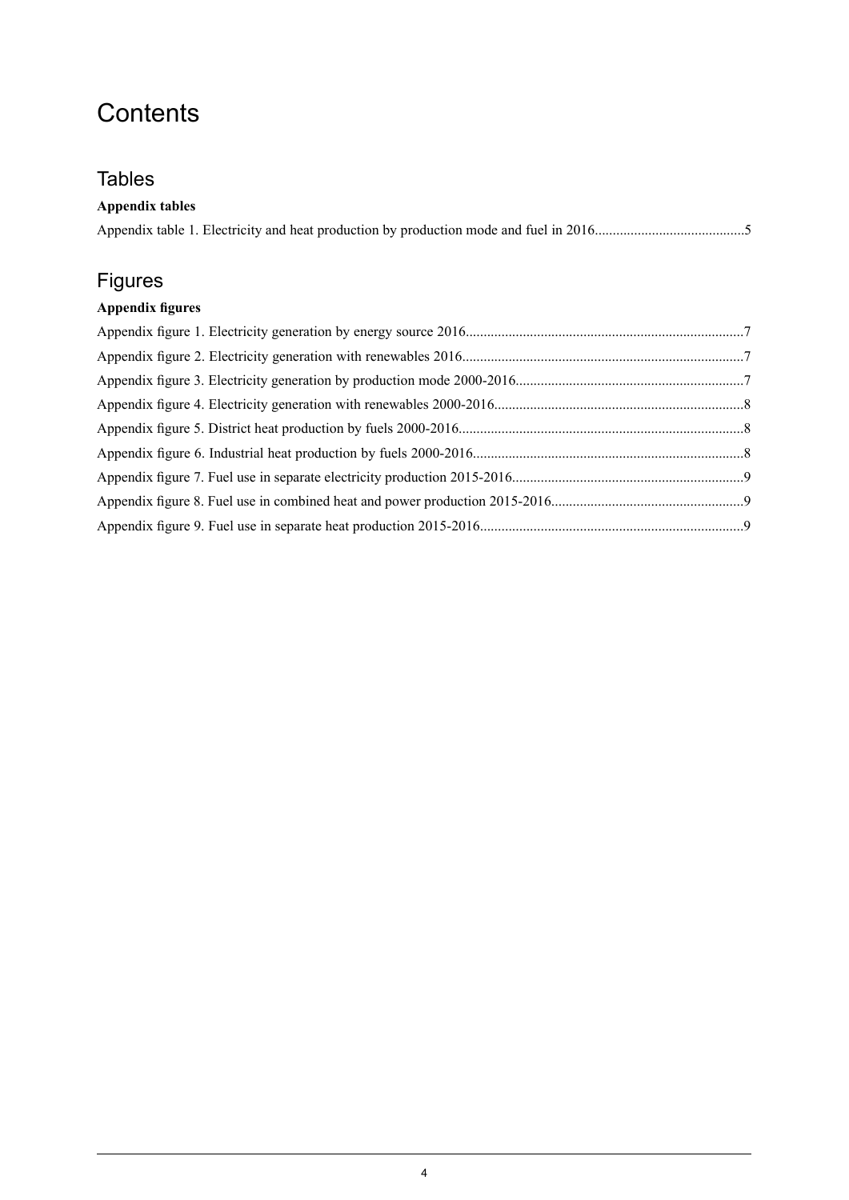# Contents

## Tables

**Appendix tables**

Appendix table 1. Electricity and heat production by production mode and fuel in 2016..........................................5

## Figures

**Appendix figures**

Appendix figure 1. Electricity generation by energy source 2016.............................................................................7

Appendix figure 2. Electricity generation with renewables 2016..............................................................................7

Appendix figure 3. Electricity generation by production mode 2000-2016...............................................................7

Appendix figure 4. Electricity generation with renewables 2000-2016.....................................................................8

Appendix figure 5. District heat production by fuels 2000-2016...............................................................................8

Appendix figure 6. Industrial heat production by fuels 2000-2016...........................................................................8

Appendix figure 7. Fuel use in separate electricity production 2015-2016................................................................9

Appendix figure 8. Fuel use in combined heat and power production 2015-2016.....................................................9

Appendix figure 9. Fuel use in separate heat production 2015-2016.........................................................................9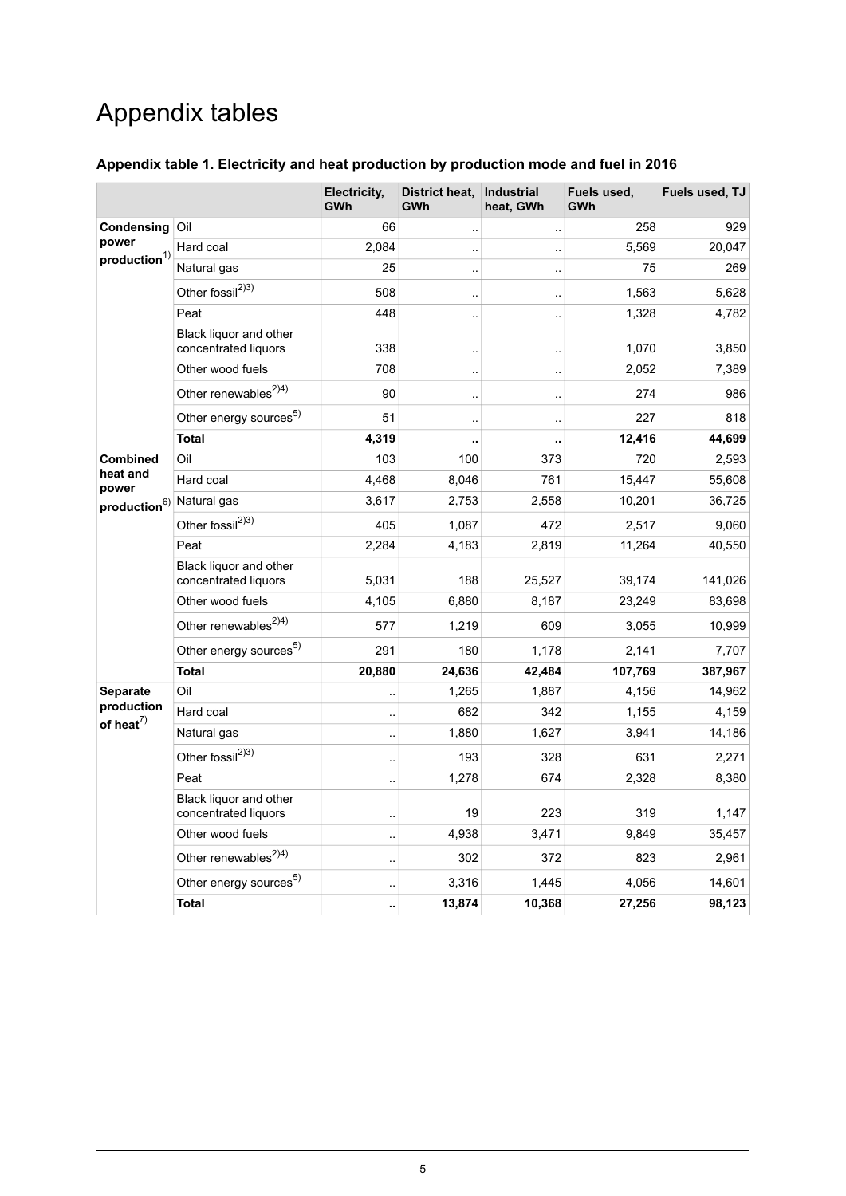# Appendix tables

### Appendix table 1. Electricity and heat production by production mode and fuel in 2016

| | | Electricity, GWh | District heat, GWh | Industrial heat, GWh | Fuels used, GWh | Fuels used, TJ |
|---|---|---|---|---|---|---|
| **Condensing power production**[1)] | Oil | 66 | .. | .. | 258 | 929 |
| | Hard coal | 2,084 | .. | .. | 5,569 | 20,047 |
| | Natural gas | 25 | .. | .. | 75 | 269 |
| | Other fossil[2)3)] | 508 | .. | .. | 1,563 | 5,628 |
| | Peat | 448 | .. | .. | 1,328 | 4,782 |
| | Black liquor and other concentrated liquors | 338 | .. | .. | 1,070 | 3,850 |
| | Other wood fuels | 708 | .. | .. | 2,052 | 7,389 |
| | Other renewables[2)4)] | 90 | .. | .. | 274 | 986 |
| | Other energy sources[5)] | 51 | .. | .. | 227 | 818 |
| | **Total** | **4,319** | **..** | **..** | **12,416** | **44,699** |
| **Combined heat and power production**[6)] | Oil | 103 | 100 | 373 | 720 | 2,593 |
| | Hard coal | 4,468 | 8,046 | 761 | 15,447 | 55,608 |
| | Natural gas | 3,617 | 2,753 | 2,558 | 10,201 | 36,725 |
| | Other fossil[2)3)] | 405 | 1,087 | 472 | 2,517 | 9,060 |
| | Peat | 2,284 | 4,183 | 2,819 | 11,264 | 40,550 |
| | Black liquor and other concentrated liquors | 5,031 | 188 | 25,527 | 39,174 | 141,026 |
| | Other wood fuels | 4,105 | 6,880 | 8,187 | 23,249 | 83,698 |
| | Other renewables[2)4)] | 577 | 1,219 | 609 | 3,055 | 10,999 |
| | Other energy sources[5)] | 291 | 180 | 1,178 | 2,141 | 7,707 |
| | **Total** | **20,880** | **24,636** | **42,484** | **107,769** | **387,967** |
| **Separate production of heat**[7)] | Oil | .. | 1,265 | 1,887 | 4,156 | 14,962 |
| | Hard coal | .. | 682 | 342 | 1,155 | 4,159 |
| | Natural gas | .. | 1,880 | 1,627 | 3,941 | 14,186 |
| | Other fossil[2)3)] | .. | 193 | 328 | 631 | 2,271 |
| | Peat | .. | 1,278 | 674 | 2,328 | 8,380 |
| | Black liquor and other concentrated liquors | .. | 19 | 223 | 319 | 1,147 |
| | Other wood fuels | .. | 4,938 | 3,471 | 9,849 | 35,457 |
| | Other renewables[2)4)] | .. | 302 | 372 | 823 | 2,961 |
| | Other energy sources[5)] | .. | 3,316 | 1,445 | 4,056 | 14,601 |
| | **Total** | **..** | **13,874** | **10,368** | **27,256** | **98,123** |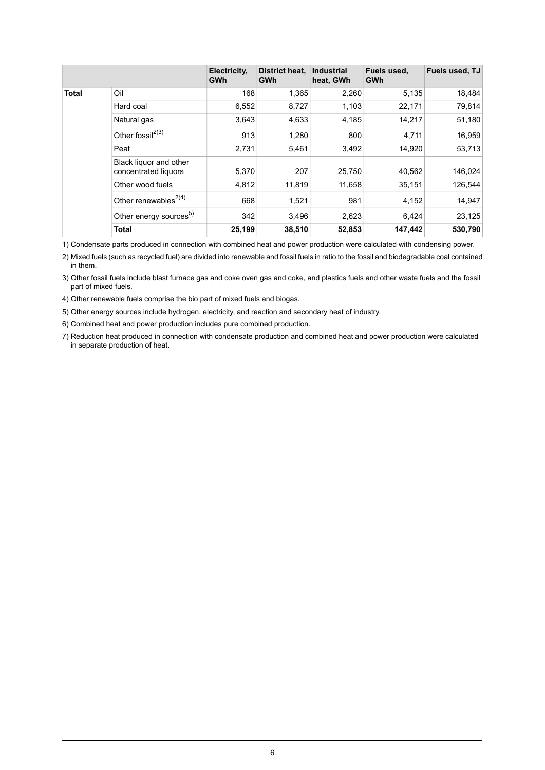| | | Electricity, GWh | District heat, GWh | Industrial heat, GWh | Fuels used, GWh | Fuels used, TJ |
|---|---|---|---|---|---|---|
| **Total** | Oil | 168 | 1,365 | 2,260 | 5,135 | 18,484 |
| | Hard coal | 6,552 | 8,727 | 1,103 | 22,171 | 79,814 |
| | Natural gas | 3,643 | 4,633 | 4,185 | 14,217 | 51,180 |
| | Other fossil[2)3)] | 913 | 1,280 | 800 | 4,711 | 16,959 |
| | Peat | 2,731 | 5,461 | 3,492 | 14,920 | 53,713 |
| | Black liquor and other concentrated liquors | 5,370 | 207 | 25,750 | 40,562 | 146,024 |
| | Other wood fuels | 4,812 | 11,819 | 11,658 | 35,151 | 126,544 |
| | Other renewables[2)4)] | 668 | 1,521 | 981 | 4,152 | 14,947 |
| | Other energy sources[5)] | 342 | 3,496 | 2,623 | 6,424 | 23,125 |
| | **Total** | **25,199** | **38,510** | **52,853** | **147,442** | **530,790** |

1) Condensate parts produced in connection with combined heat and power production were calculated with condensing power.

2) Mixed fuels (such as recycled fuel) are divided into renewable and fossil fuels in ratio to the fossil and biodegradable coal contained in them.

3) Other fossil fuels include blast furnace gas and coke oven gas and coke, and plastics fuels and other waste fuels and the fossil part of mixed fuels.

4) Other renewable fuels comprise the bio part of mixed fuels and biogas.

5) Other energy sources include hydrogen, electricity, and reaction and secondary heat of industry.

6) Combined heat and power production includes pure combined production.

7) Reduction heat produced in connection with condensate production and combined heat and power production were calculated in separate production of heat.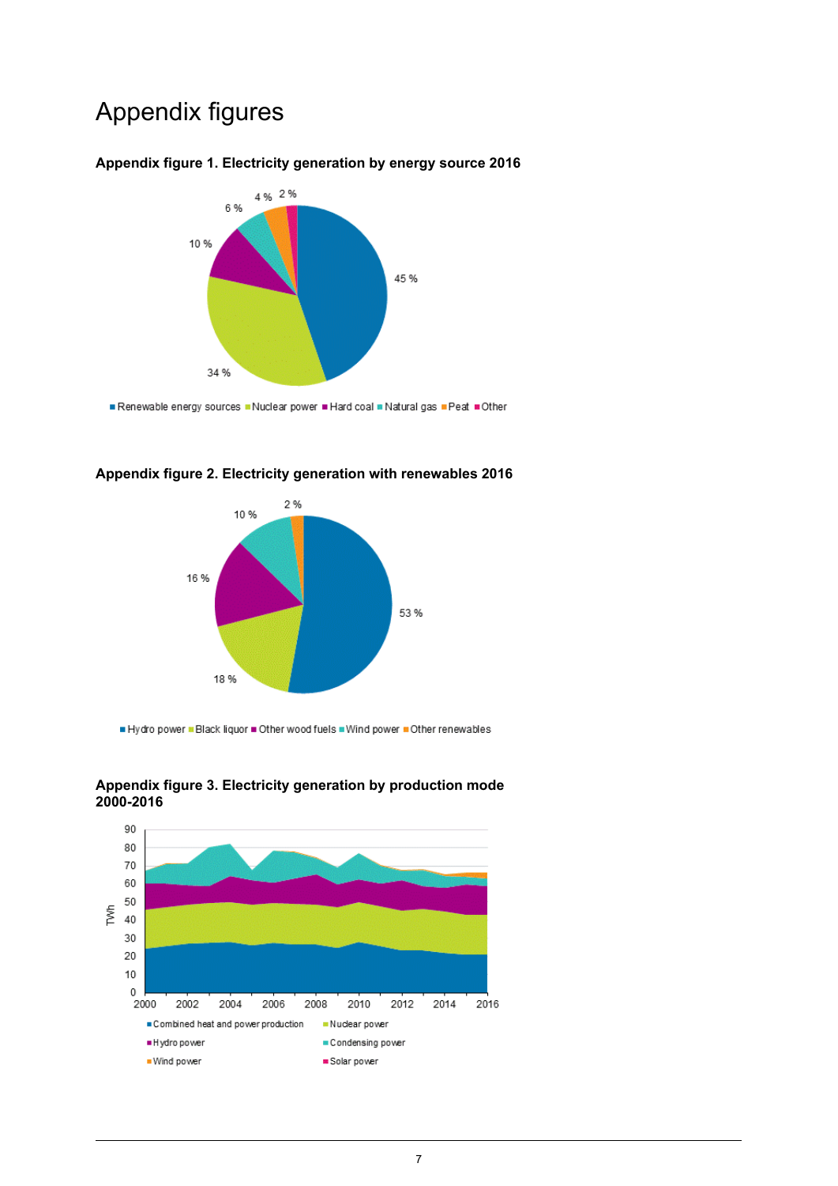# Appendix figures

**Appendix figure 1. Electricity generation by energy source 2016**

45 %
34 %
10 %
6 %
4 %
2 %

Renewable energy sources, Nuclear power, Hard coal, Natural gas, Peat, Other

**Appendix figure 2. Electricity generation with renewables 2016**

53 %
18 %
16 %
10 %
2 %

Hydro power, Black liquor, Other wood fuels, Wind power, Other renewables

**Appendix figure 3. Electricity generation by production mode 2000-2016**

TWh

0, 10, 20, 30, 40, 50, 60, 70, 80, 90

2000, 2002, 2004, 2006, 2008, 2010, 2012, 2014, 2016

Combined heat and power production, Nuclear power, Hydro power, Condensing power, Wind power, Solar power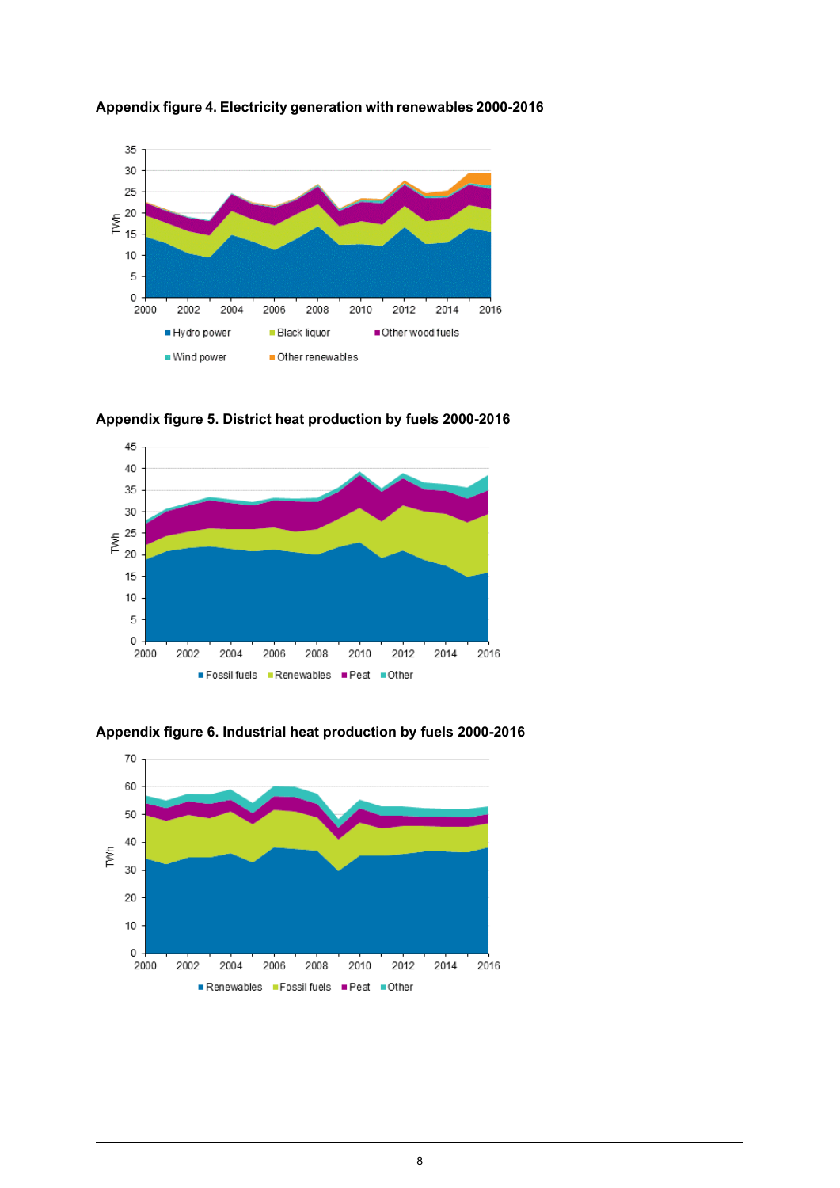**Appendix figure 4. Electricity generation with renewables 2000-2016**

TWh

0
5
10
15
20
25
30
35

2000 2002 2004 2006 2008 2010 2012 2014 2016

Hydro power
Black liquor
Other wood fuels
Wind power
Other renewables

**Appendix figure 5. District heat production by fuels 2000-2016**

TWh

0
5
10
15
20
25
30
35
40
45

2000 2002 2004 2006 2008 2010 2012 2014 2016

Fossil fuels
Renewables
Peat
Other

**Appendix figure 6. Industrial heat production by fuels 2000-2016**

TWh

0
10
20
30
40
50
60
70

2000 2002 2004 2006 2008 2010 2012 2014 2016

Renewables
Fossil fuels
Peat
Other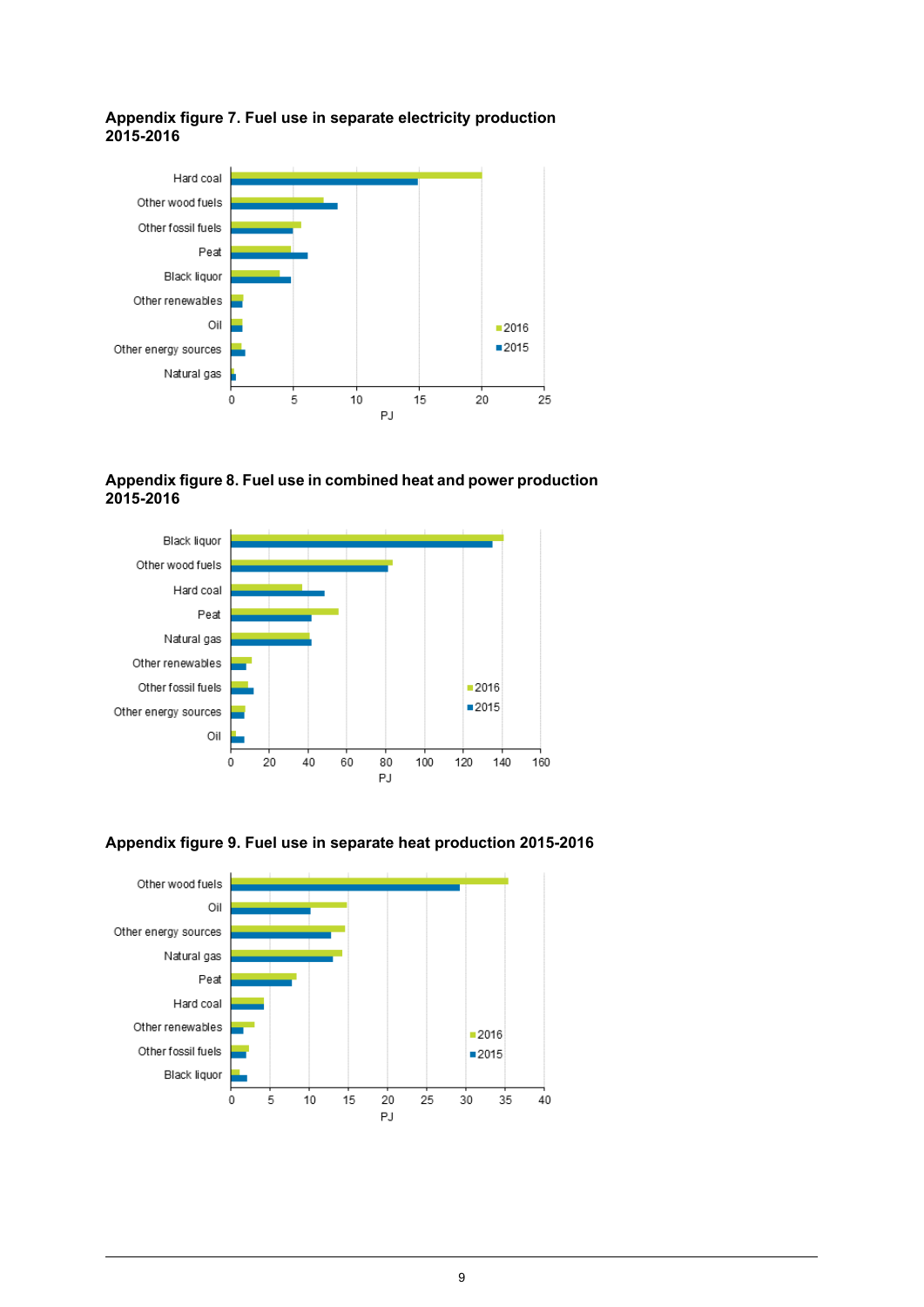**Appendix figure 7. Fuel use in separate electricity production 2015-2016**

Hard coal
Other wood fuels
Other fossil fuels
Peat
Black liquor
Other renewables
Oil
Other energy sources
Natural gas

0 5 10 15 20 25
PJ

2016
2015

**Appendix figure 8. Fuel use in combined heat and power production 2015-2016**

Black liquor
Other wood fuels
Hard coal
Peat
Natural gas
Other renewables
Other fossil fuels
Other energy sources
Oil

0 20 40 60 80 100 120 140 160
PJ

2016
2015

**Appendix figure 9. Fuel use in separate heat production 2015-2016**

Other wood fuels
Oil
Other energy sources
Natural gas
Peat
Hard coal
Other renewables
Other fossil fuels
Black liquor

0 5 10 15 20 25 30 35 40
PJ

2016
2015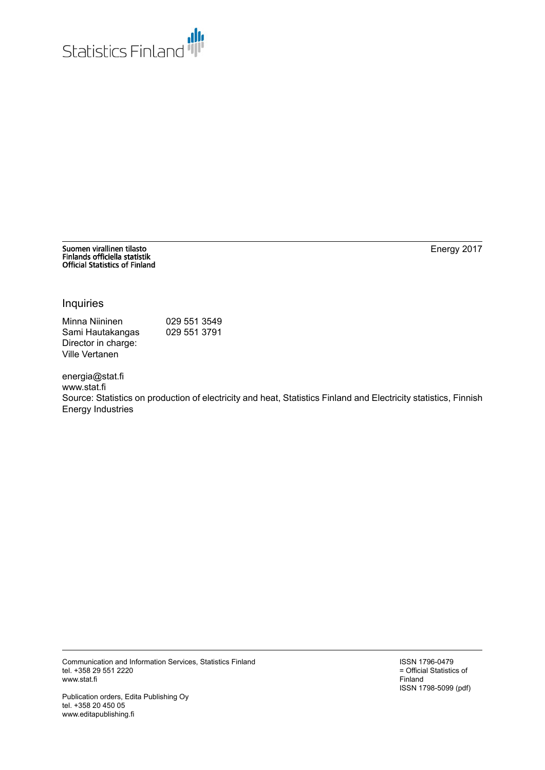Statistics Finland

Suomen virallinen tilasto
Finlands officiella statistik
Official Statistics of Finland

Energy 2017

## Inquiries

| | |
|---|---|
| Minna Niininen | 029 551 3549 |
| Sami Hautakangas | 029 551 3791 |
| Director in charge: | |
| Ville Vertanen | |

energia@stat.fi
www.stat.fi
Source: Statistics on production of electricity and heat, Statistics Finland and Electricity statistics, Finnish Energy Industries

Communication and Information Services, Statistics Finland
tel. +358 29 551 2220
www.stat.fi

Publication orders, Edita Publishing Oy
tel. +358 20 450 05
www.editapublishing.fi

ISSN 1796-0479
= Official Statistics of Finland
ISSN 1798-5099 (pdf)